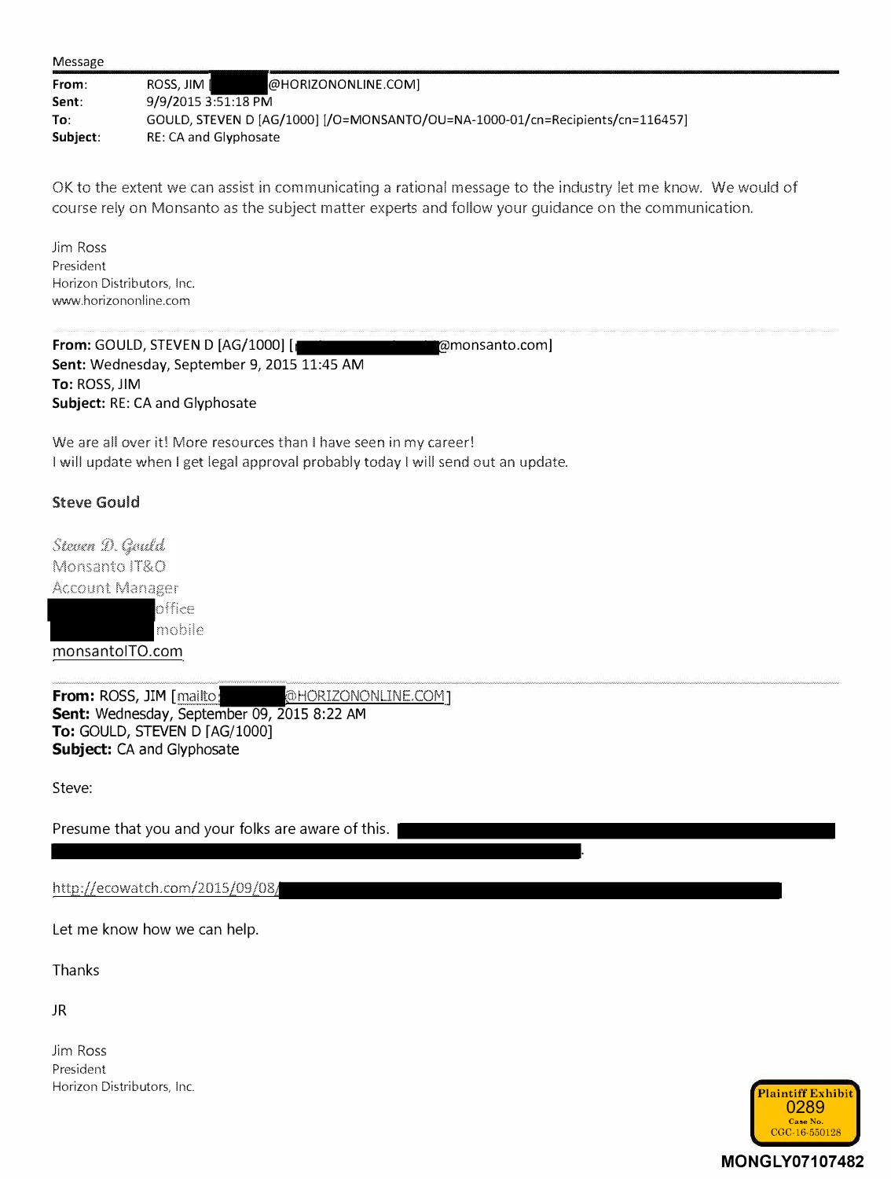Message

| | |
|---|---|
| **From**: | ROSS, JIM [ @HORIZONONLINE.COM] |
| **Sent**: | 9/9/2015 3:51:18 PM |
| **To**: | GOULD, STEVEN D [AG/1000] [/O=MONSANTO/OU=NA-1000-01/cn=Recipients/cn=116457] |
| **Subject**: | RE: CA and Glyphosate |

OK to the extent we can assist in communicating a rational message to the industry let me know. We would of course rely on Monsanto as the subject matter experts and follow your guidance on the communication.

Jim Ross
President
Horizon Distributors, Inc.
www.horizononline.com

---

**From:** GOULD, STEVEN D [AG/1000] [ @monsanto.com]
**Sent:** Wednesday, September 9, 2015 11:45 AM
**To:** ROSS, JIM
**Subject:** RE: CA and Glyphosate

We are all over it! More resources than I have seen in my career!
I will update when I get legal approval probably today I will send out an update.

**Steve Gould**

*Steven D. Gould*
Monsanto IT&O
Account Manager
office
mobile
monsantoITO.com

---

**From:** ROSS, JIM [mailto: @HORIZONONLINE.COM]
**Sent:** Wednesday, September 09, 2015 8:22 AM
**To:** GOULD, STEVEN D [AG/1000]
**Subject:** CA and Glyphosate

Steve:

Presume that you and your folks are aware of this. .

http://ecowatch.com/2015/09/08/

Let me know how we can help.

Thanks

JR

Jim Ross
President
Horizon Distributors, Inc.

Plaintiff Exhibit 0289 Case No. CGC-16-550128

MONGLY07107482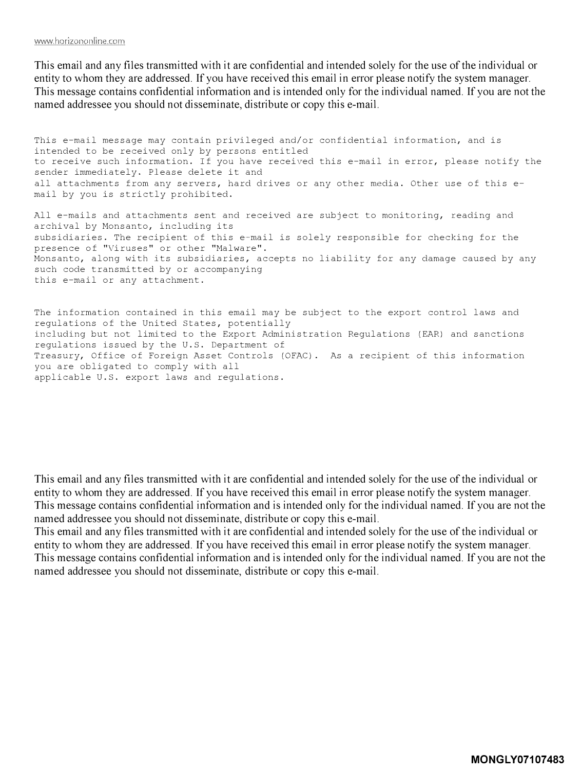www.horizononline.com

This email and any files transmitted with it are confidential and intended solely for the use of the individual or entity to whom they are addressed. If you have received this email in error please notify the system manager. This message contains confidential information and is intended only for the individual named. If you are not the named addressee you should not disseminate, distribute or copy this e-mail.

This e-mail message may contain privileged and/or confidential information, and is intended to be received only by persons entitled to receive such information. If you have received this e-mail in error, please notify the sender immediately. Please delete it and all attachments from any servers, hard drives or any other media. Other use of this e-mail by you is strictly prohibited.

All e-mails and attachments sent and received are subject to monitoring, reading and archival by Monsanto, including its subsidiaries. The recipient of this e-mail is solely responsible for checking for the presence of "Viruses" or other "Malware". Monsanto, along with its subsidiaries, accepts no liability for any damage caused by any such code transmitted by or accompanying this e-mail or any attachment.

The information contained in this email may be subject to the export control laws and regulations of the United States, potentially including but not limited to the Export Administration Regulations (EAR) and sanctions regulations issued by the U.S. Department of Treasury, Office of Foreign Asset Controls (OFAC). As a recipient of this information you are obligated to comply with all applicable U.S. export laws and regulations.

This email and any files transmitted with it are confidential and intended solely for the use of the individual or entity to whom they are addressed. If you have received this email in error please notify the system manager. This message contains confidential information and is intended only for the individual named. If you are not the named addressee you should not disseminate, distribute or copy this e-mail.
This email and any files transmitted with it are confidential and intended solely for the use of the individual or entity to whom they are addressed. If you have received this email in error please notify the system manager. This message contains confidential information and is intended only for the individual named. If you are not the named addressee you should not disseminate, distribute or copy this e-mail.

MONGLY07107483